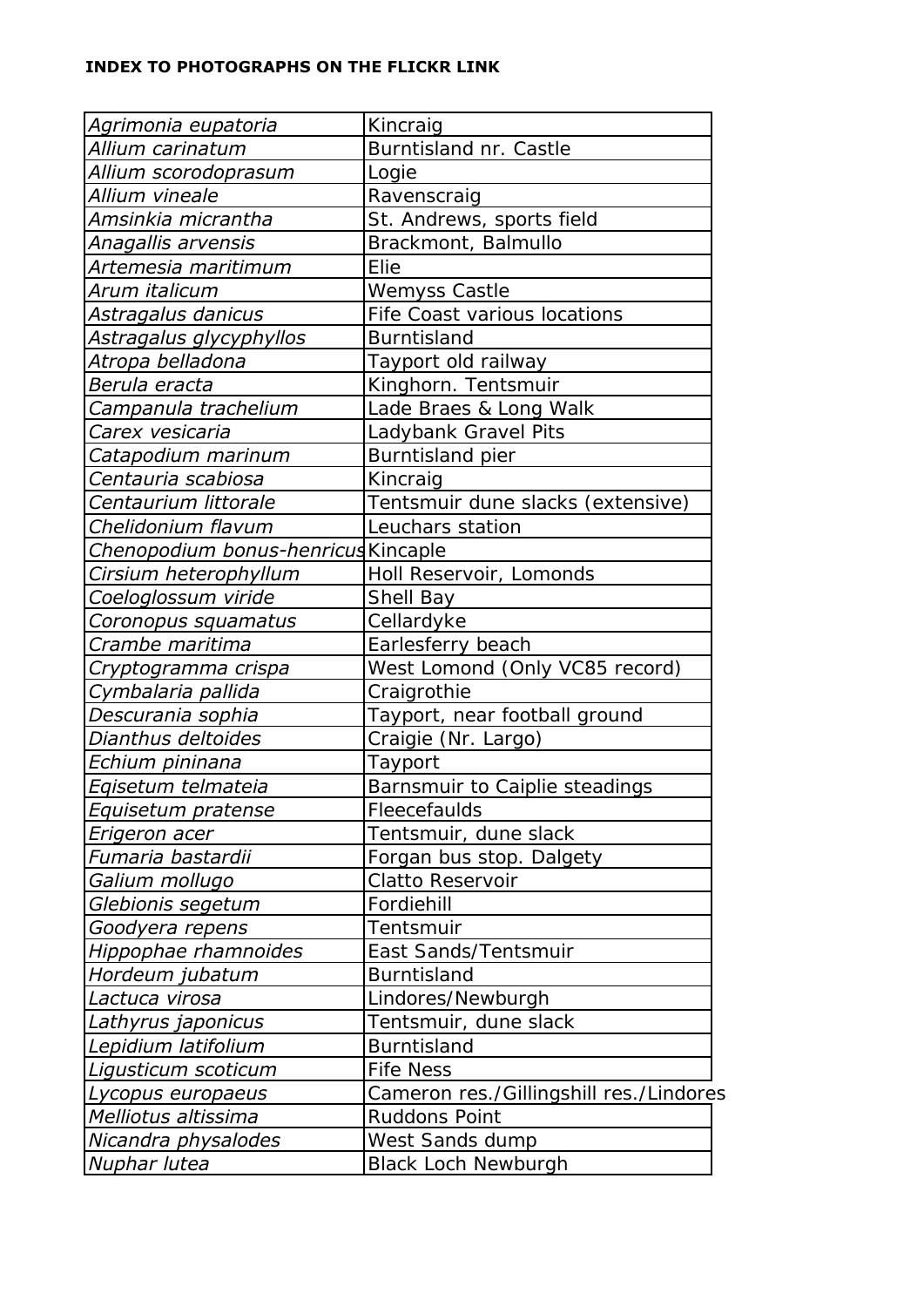**INDEX TO PHOTOGRAPHS ON THE FLICKR LINK**

| | |
|---|---|
| *Agrimonia eupatoria* | Kincraig |
| *Allium carinatum* | Burntisland nr. Castle |
| *Allium scorodoprasum* | Logie |
| *Allium vineale* | Ravenscraig |
| *Amsinkia micrantha* | St. Andrews, sports field |
| *Anagallis arvensis* | Brackmont, Balmullo |
| *Artemesia maritimum* | Elie |
| *Arum italicum* | Wemyss Castle |
| *Astragalus danicus* | Fife Coast various locations |
| *Astragalus glycyphyllos* | Burntisland |
| *Atropa belladona* | Tayport old railway |
| *Berula eracta* | Kinghorn. Tentsmuir |
| *Campanula trachelium* | Lade Braes & Long Walk |
| *Carex vesicaria* | Ladybank Gravel Pits |
| *Catapodium marinum* | Burntisland pier |
| *Centauria scabiosa* | Kincraig |
| *Centaurium littorale* | Tentsmuir dune slacks (extensive) |
| *Chelidonium flavum* | Leuchars station |
| *Chenopodium bonus-henricus* | Kincaple |
| *Cirsium heterophyllum* | Holl Reservoir, Lomonds |
| *Coeloglossum viride* | Shell Bay |
| *Coronopus squamatus* | Cellardyke |
| *Crambe maritima* | Earlesferry beach |
| *Cryptogramma crispa* | West Lomond (Only VC85 record) |
| *Cymbalaria pallida* | Craigrothie |
| *Descurania sophia* | Tayport, near football ground |
| *Dianthus deltoides* | Craigie (Nr. Largo) |
| *Echium pininana* | Tayport |
| *Eqisetum telmateia* | Barnsmuir to Caiplie steadings |
| *Equisetum pratense* | Fleecefaulds |
| *Erigeron acer* | Tentsmuir, dune slack |
| *Fumaria bastardii* | Forgan bus stop. Dalgety |
| *Galium mollugo* | Clatto Reservoir |
| *Glebionis segetum* | Fordiehill |
| *Goodyera repens* | Tentsmuir |
| *Hippophae rhamnoides* | East Sands/Tentsmuir |
| *Hordeum jubatum* | Burntisland |
| *Lactuca virosa* | Lindores/Newburgh |
| *Lathyrus japonicus* | Tentsmuir, dune slack |
| *Lepidium latifolium* | Burntisland |
| *Ligusticum scoticum* | Fife Ness |
| *Lycopus europaeus* | Cameron res./Gillingshill res./Lindores |
| *Melliotus altissima* | Ruddons Point |
| *Nicandra physalodes* | West Sands dump |
| *Nuphar lutea* | Black Loch Newburgh |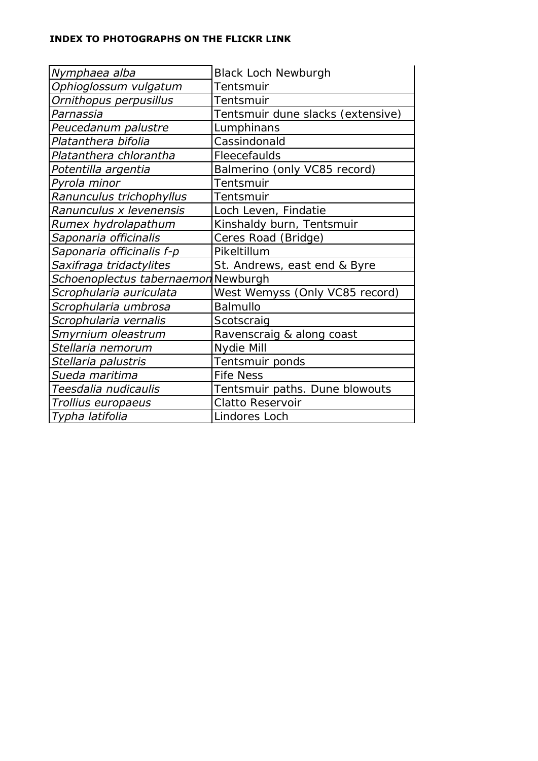**INDEX TO PHOTOGRAPHS ON THE FLICKR LINK**

| | |
|---|---|
| *Nymphaea alba* | Black Loch Newburgh |
| *Ophioglossum vulgatum* | Tentsmuir |
| *Ornithopus perpusillus* | Tentsmuir |
| *Parnassia* | Tentsmuir dune slacks (extensive) |
| *Peucedanum palustre* | Lumphinans |
| *Platanthera bifolia* | Cassindonald |
| *Platanthera chlorantha* | Fleecefaulds |
| *Potentilla argentia* | Balmerino (only VC85 record) |
| *Pyrola minor* | Tentsmuir |
| *Ranunculus trichophyllus* | Tentsmuir |
| *Ranunculus x levenensis* | Loch Leven, Findatie |
| *Rumex hydrolapathum* | Kinshaldy burn, Tentsmuir |
| *Saponaria officinalis* | Ceres Road (Bridge) |
| *Saponaria officinalis f-p* | Pikeltillum |
| *Saxifraga tridactylites* | St. Andrews, east end & Byre |
| *Schoenoplectus tabernaemon* | Newburgh |
| *Scrophularia auriculata* | West Wemyss (Only VC85 record) |
| *Scrophularia umbrosa* | Balmullo |
| *Scrophularia vernalis* | Scotscraig |
| *Smyrnium oleastrum* | Ravenscraig & along coast |
| *Stellaria nemorum* | Nydie Mill |
| *Stellaria palustris* | Tentsmuir ponds |
| *Sueda maritima* | Fife Ness |
| *Teesdalia nudicaulis* | Tentsmuir paths. Dune blowouts |
| *Trollius europaeus* | Clatto Reservoir |
| *Typha latifolia* | Lindores Loch |